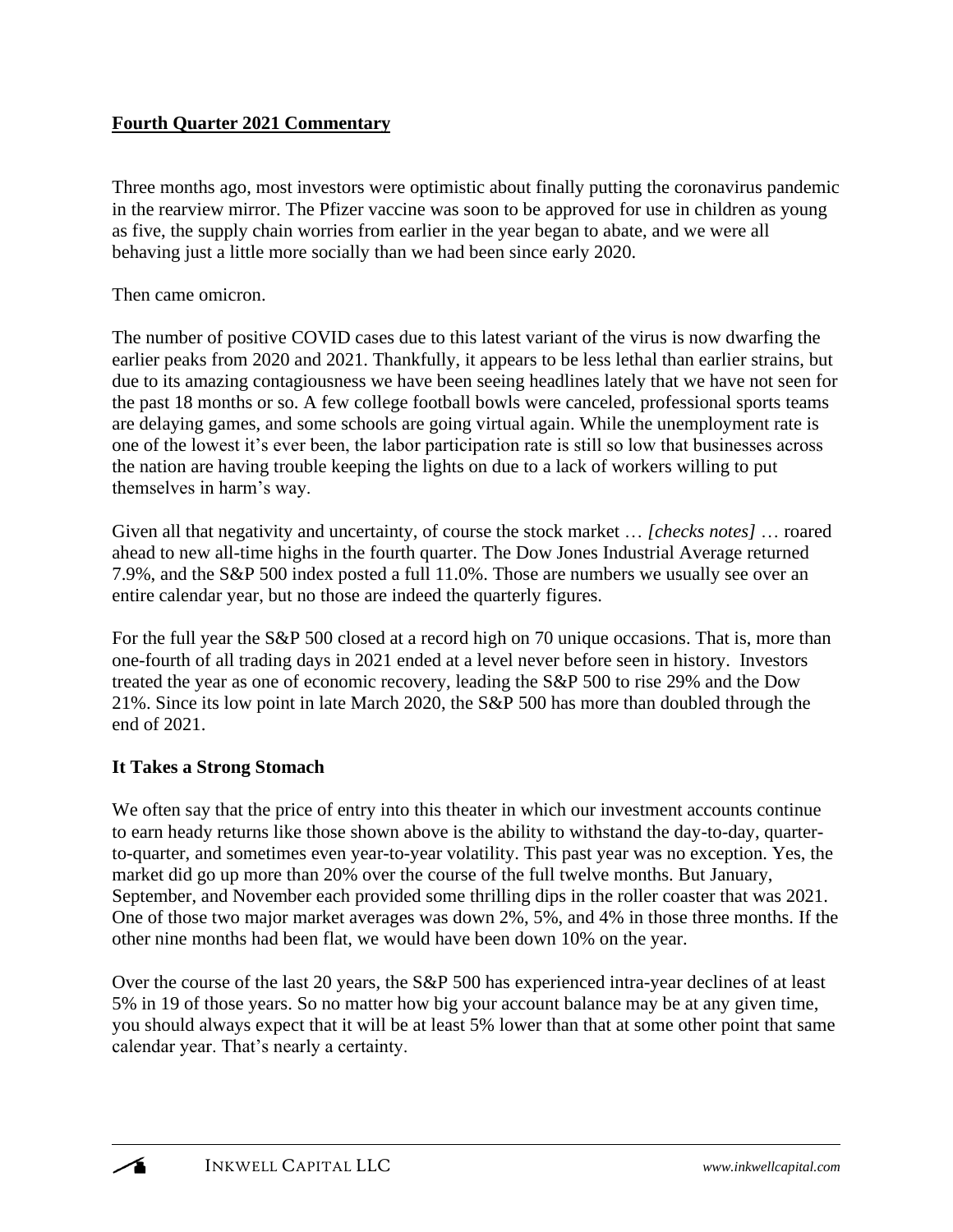**Fourth Quarter 2021 Commentary**

Three months ago, most investors were optimistic about finally putting the coronavirus pandemic in the rearview mirror. The Pfizer vaccine was soon to be approved for use in children as young as five, the supply chain worries from earlier in the year began to abate, and we were all behaving just a little more socially than we had been since early 2020.

Then came omicron.

The number of positive COVID cases due to this latest variant of the virus is now dwarfing the earlier peaks from 2020 and 2021. Thankfully, it appears to be less lethal than earlier strains, but due to its amazing contagiousness we have been seeing headlines lately that we have not seen for the past 18 months or so. A few college football bowls were canceled, professional sports teams are delaying games, and some schools are going virtual again. While the unemployment rate is one of the lowest it's ever been, the labor participation rate is still so low that businesses across the nation are having trouble keeping the lights on due to a lack of workers willing to put themselves in harm's way.

Given all that negativity and uncertainty, of course the stock market … *[checks notes]* … roared ahead to new all-time highs in the fourth quarter. The Dow Jones Industrial Average returned 7.9%, and the S&P 500 index posted a full 11.0%. Those are numbers we usually see over an entire calendar year, but no those are indeed the quarterly figures.

For the full year the S&P 500 closed at a record high on 70 unique occasions. That is, more than one-fourth of all trading days in 2021 ended at a level never before seen in history. Investors treated the year as one of economic recovery, leading the S&P 500 to rise 29% and the Dow 21%. Since its low point in late March 2020, the S&P 500 has more than doubled through the end of 2021.

**It Takes a Strong Stomach**

We often say that the price of entry into this theater in which our investment accounts continue to earn heady returns like those shown above is the ability to withstand the day-to-day, quarter-to-quarter, and sometimes even year-to-year volatility. This past year was no exception. Yes, the market did go up more than 20% over the course of the full twelve months. But January, September, and November each provided some thrilling dips in the roller coaster that was 2021. One of those two major market averages was down 2%, 5%, and 4% in those three months. If the other nine months had been flat, we would have been down 10% on the year.

Over the course of the last 20 years, the S&P 500 has experienced intra-year declines of at least 5% in 19 of those years. So no matter how big your account balance may be at any given time, you should always expect that it will be at least 5% lower than that at some other point that same calendar year. That's nearly a certainty.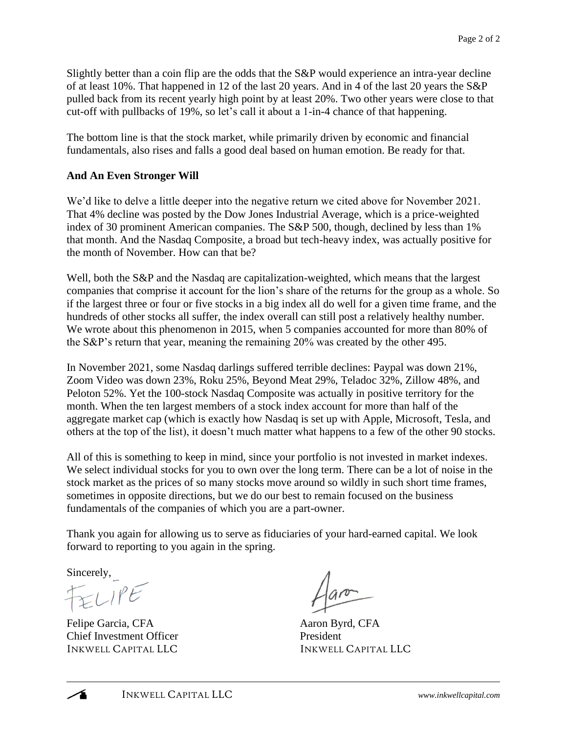Slightly better than a coin flip are the odds that the S&P would experience an intra-year decline of at least 10%. That happened in 12 of the last 20 years. And in 4 of the last 20 years the S&P pulled back from its recent yearly high point by at least 20%. Two other years were close to that cut-off with pullbacks of 19%, so let's call it about a 1-in-4 chance of that happening.

The bottom line is that the stock market, while primarily driven by economic and financial fundamentals, also rises and falls a good deal based on human emotion. Be ready for that.

**And An Even Stronger Will**

We'd like to delve a little deeper into the negative return we cited above for November 2021. That 4% decline was posted by the Dow Jones Industrial Average, which is a price-weighted index of 30 prominent American companies. The S&P 500, though, declined by less than 1% that month. And the Nasdaq Composite, a broad but tech-heavy index, was actually positive for the month of November. How can that be?

Well, both the S&P and the Nasdaq are capitalization-weighted, which means that the largest companies that comprise it account for the lion's share of the returns for the group as a whole. So if the largest three or four or five stocks in a big index all do well for a given time frame, and the hundreds of other stocks all suffer, the index overall can still post a relatively healthy number. We wrote about this phenomenon in 2015, when 5 companies accounted for more than 80% of the S&P's return that year, meaning the remaining 20% was created by the other 495.

In November 2021, some Nasdaq darlings suffered terrible declines: Paypal was down 21%, Zoom Video was down 23%, Roku 25%, Beyond Meat 29%, Teladoc 32%, Zillow 48%, and Peloton 52%. Yet the 100-stock Nasdaq Composite was actually in positive territory for the month. When the ten largest members of a stock index account for more than half of the aggregate market cap (which is exactly how Nasdaq is set up with Apple, Microsoft, Tesla, and others at the top of the list), it doesn't much matter what happens to a few of the other 90 stocks.

All of this is something to keep in mind, since your portfolio is not invested in market indexes. We select individual stocks for you to own over the long term. There can be a lot of noise in the stock market as the prices of so many stocks move around so wildly in such short time frames, sometimes in opposite directions, but we do our best to remain focused on the business fundamentals of the companies of which you are a part-owner.

Thank you again for allowing us to serve as fiduciaries of your hard-earned capital. We look forward to reporting to you again in the spring.

Sincerely,

Felipe Garcia, CFA
Chief Investment Officer
INKWELL CAPITAL LLC

Aaron Byrd, CFA
President
INKWELL CAPITAL LLC

INKWELL CAPITAL LLC www.inkwellcapital.com